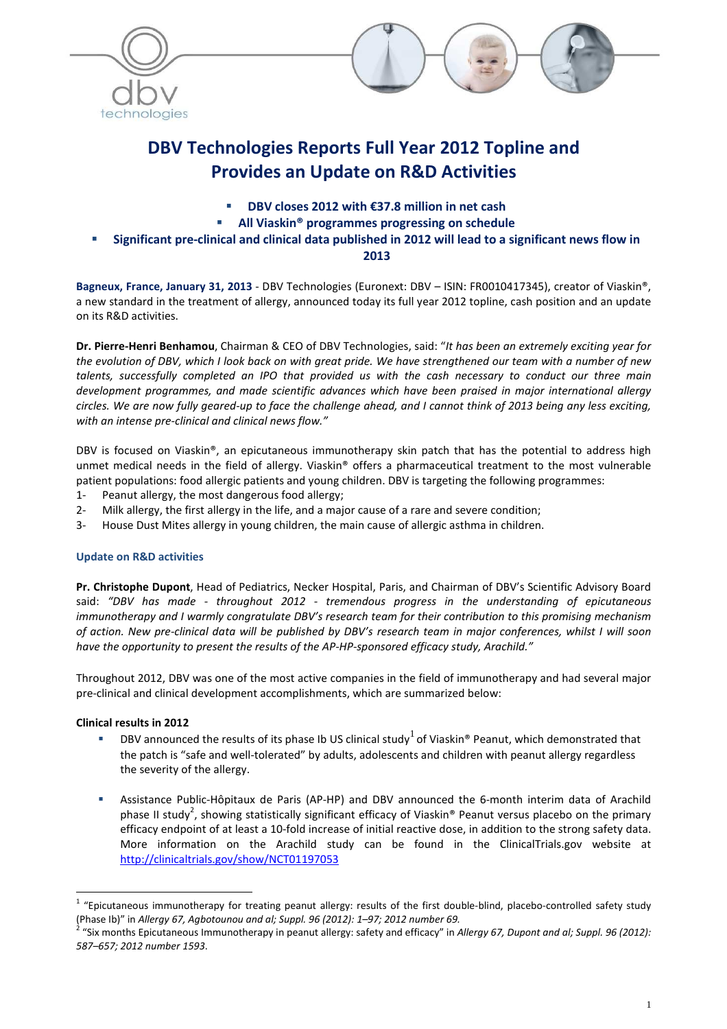# DBV Technologies Reports Full Year 2012 Topline and Provides an Update on R&D Activities

- **DBV closes 2012 with €37.8 million in net cash**
- **All Viaskin® programmes progressing on schedule**
- **Significant pre-clinical and clinical data published in 2012 will lead to a significant news flow in 2013**

**Bagneux, France, January 31, 2013** - DBV Technologies (Euronext: DBV – ISIN: FR0010417345), creator of Viaskin®, a new standard in the treatment of allergy, announced today its full year 2012 topline, cash position and an update on its R&D activities.

**Dr. Pierre-Henri Benhamou**, Chairman & CEO of DBV Technologies, said: "*It has been an extremely exciting year for the evolution of DBV, which I look back on with great pride. We have strengthened our team with a number of new talents, successfully completed an IPO that provided us with the cash necessary to conduct our three main development programmes, and made scientific advances which have been praised in major international allergy circles. We are now fully geared-up to face the challenge ahead, and I cannot think of 2013 being any less exciting, with an intense pre-clinical and clinical news flow.*"

DBV is focused on Viaskin®, an epicutaneous immunotherapy skin patch that has the potential to address high unmet medical needs in the field of allergy. Viaskin® offers a pharmaceutical treatment to the most vulnerable patient populations: food allergic patients and young children. DBV is targeting the following programmes:

1- Peanut allergy, the most dangerous food allergy;
2- Milk allergy, the first allergy in the life, and a major cause of a rare and severe condition;
3- House Dust Mites allergy in young children, the main cause of allergic asthma in children.

## Update on R&D activities

**Pr. Christophe Dupont**, Head of Pediatrics, Necker Hospital, Paris, and Chairman of DBV's Scientific Advisory Board said: *"DBV has made - throughout 2012 - tremendous progress in the understanding of epicutaneous immunotherapy and I warmly congratulate DBV's research team for their contribution to this promising mechanism of action. New pre-clinical data will be published by DBV's research team in major conferences, whilst I will soon have the opportunity to present the results of the AP-HP-sponsored efficacy study, Arachild."*

Throughout 2012, DBV was one of the most active companies in the field of immunotherapy and had several major pre-clinical and clinical development accomplishments, which are summarized below:

### Clinical results in 2012

- DBV announced the results of its phase Ib US clinical study[1] of Viaskin® Peanut, which demonstrated that the patch is "safe and well-tolerated" by adults, adolescents and children with peanut allergy regardless the severity of the allergy.
- Assistance Public-Hôpitaux de Paris (AP-HP) and DBV announced the 6-month interim data of Arachild phase II study[2], showing statistically significant efficacy of Viaskin® Peanut versus placebo on the primary efficacy endpoint of at least a 10-fold increase of initial reactive dose, in addition to the strong safety data. More information on the Arachild study can be found in the ClinicalTrials.gov website at http://clinicaltrials.gov/show/NCT01197053

---

[1] "Epicutaneous immunotherapy for treating peanut allergy: results of the first double-blind, placebo-controlled safety study (Phase Ib)" in *Allergy 67, Agbotounou and al; Suppl. 96 (2012): 1–97; 2012 number 69.*

[2] "Six months Epicutaneous Immunotherapy in peanut allergy: safety and efficacy" in *Allergy 67, Dupont and al; Suppl. 96 (2012): 587–657; 2012 number 1593*.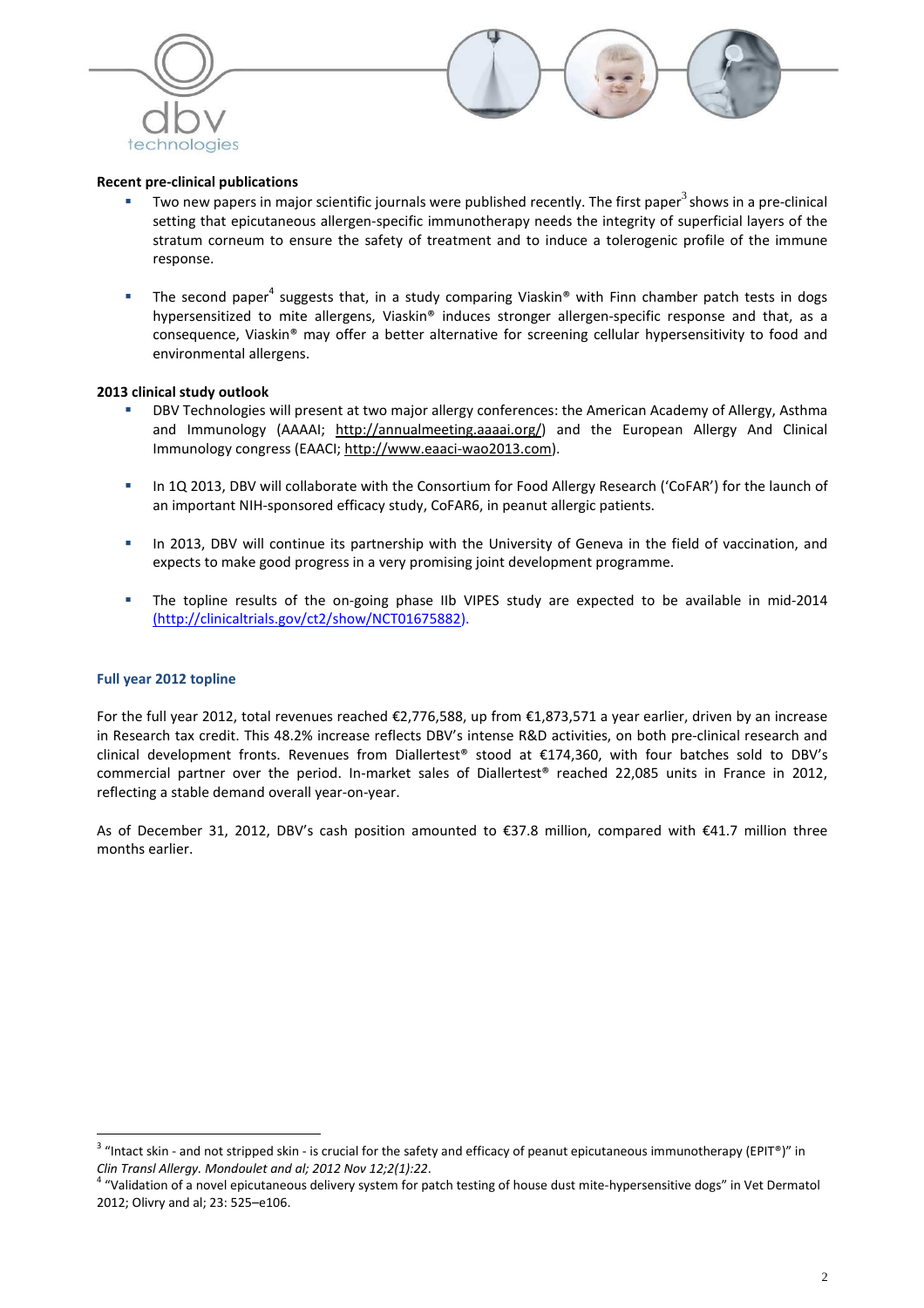**Recent pre-clinical publications**

- Two new papers in major scientific journals were published recently. The first paper[3] shows in a pre-clinical setting that epicutaneous allergen-specific immunotherapy needs the integrity of superficial layers of the stratum corneum to ensure the safety of treatment and to induce a tolerogenic profile of the immune response.
- The second paper[4] suggests that, in a study comparing Viaskin® with Finn chamber patch tests in dogs hypersensitized to mite allergens, Viaskin® induces stronger allergen-specific response and that, as a consequence, Viaskin® may offer a better alternative for screening cellular hypersensitivity to food and environmental allergens.

**2013 clinical study outlook**

- DBV Technologies will present at two major allergy conferences: the American Academy of Allergy, Asthma and Immunology (AAAAI; http://annualmeeting.aaaai.org/) and the European Allergy And Clinical Immunology congress (EAACI; http://www.eaaci-wao2013.com).
- In 1Q 2013, DBV will collaborate with the Consortium for Food Allergy Research ('CoFAR') for the launch of an important NIH-sponsored efficacy study, CoFAR6, in peanut allergic patients.
- In 2013, DBV will continue its partnership with the University of Geneva in the field of vaccination, and expects to make good progress in a very promising joint development programme.
- The topline results of the on-going phase IIb VIPES study are expected to be available in mid-2014 (http://clinicaltrials.gov/ct2/show/NCT01675882).

**Full year 2012 topline**

For the full year 2012, total revenues reached €2,776,588, up from €1,873,571 a year earlier, driven by an increase in Research tax credit. This 48.2% increase reflects DBV's intense R&D activities, on both pre-clinical research and clinical development fronts. Revenues from Diallertest® stood at €174,360, with four batches sold to DBV's commercial partner over the period. In-market sales of Diallertest® reached 22,085 units in France in 2012, reflecting a stable demand overall year-on-year.

As of December 31, 2012, DBV's cash position amounted to €37.8 million, compared with €41.7 million three months earlier.

---

[3] "Intact skin - and not stripped skin - is crucial for the safety and efficacy of peanut epicutaneous immunotherapy (EPIT®)" in *Clin Transl Allergy. Mondoulet and al; 2012 Nov 12;2(1):22*.

[4] "Validation of a novel epicutaneous delivery system for patch testing of house dust mite-hypersensitive dogs" in Vet Dermatol 2012; Olivry and al; 23: 525–e106.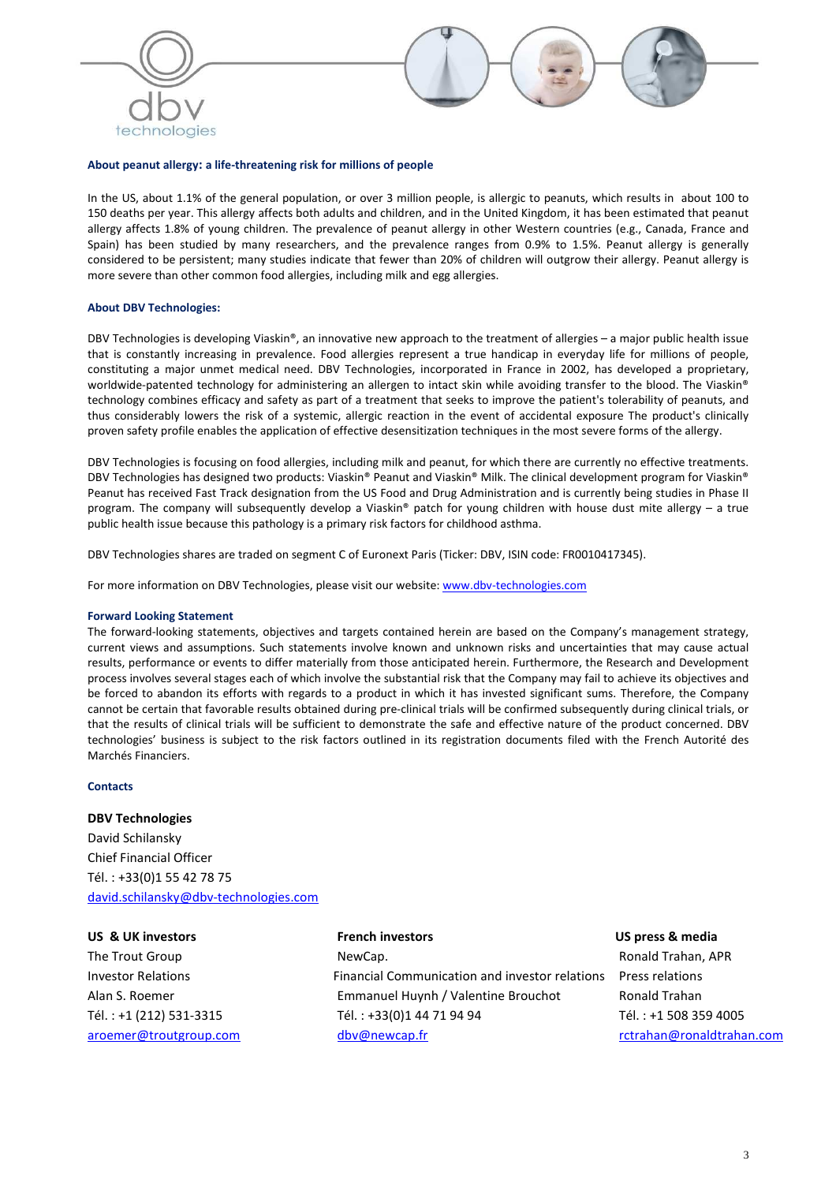### About peanut allergy: a life-threatening risk for millions of people

In the US, about 1.1% of the general population, or over 3 million people, is allergic to peanuts, which results in about 100 to 150 deaths per year. This allergy affects both adults and children, and in the United Kingdom, it has been estimated that peanut allergy affects 1.8% of young children. The prevalence of peanut allergy in other Western countries (e.g., Canada, France and Spain) has been studied by many researchers, and the prevalence ranges from 0.9% to 1.5%. Peanut allergy is generally considered to be persistent; many studies indicate that fewer than 20% of children will outgrow their allergy. Peanut allergy is more severe than other common food allergies, including milk and egg allergies.

### About DBV Technologies:

DBV Technologies is developing Viaskin®, an innovative new approach to the treatment of allergies – a major public health issue that is constantly increasing in prevalence. Food allergies represent a true handicap in everyday life for millions of people, constituting a major unmet medical need. DBV Technologies, incorporated in France in 2002, has developed a proprietary, worldwide-patented technology for administering an allergen to intact skin while avoiding transfer to the blood. The Viaskin® technology combines efficacy and safety as part of a treatment that seeks to improve the patient's tolerability of peanuts, and thus considerably lowers the risk of a systemic, allergic reaction in the event of accidental exposure The product's clinically proven safety profile enables the application of effective desensitization techniques in the most severe forms of the allergy.

DBV Technologies is focusing on food allergies, including milk and peanut, for which there are currently no effective treatments. DBV Technologies has designed two products: Viaskin® Peanut and Viaskin® Milk. The clinical development program for Viaskin® Peanut has received Fast Track designation from the US Food and Drug Administration and is currently being studies in Phase II program. The company will subsequently develop a Viaskin® patch for young children with house dust mite allergy – a true public health issue because this pathology is a primary risk factors for childhood asthma.

DBV Technologies shares are traded on segment C of Euronext Paris (Ticker: DBV, ISIN code: FR0010417345).

For more information on DBV Technologies, please visit our website: www.dbv-technologies.com

### Forward Looking Statement

The forward-looking statements, objectives and targets contained herein are based on the Company's management strategy, current views and assumptions. Such statements involve known and unknown risks and uncertainties that may cause actual results, performance or events to differ materially from those anticipated herein. Furthermore, the Research and Development process involves several stages each of which involve the substantial risk that the Company may fail to achieve its objectives and be forced to abandon its efforts with regards to a product in which it has invested significant sums. Therefore, the Company cannot be certain that favorable results obtained during pre-clinical trials will be confirmed subsequently during clinical trials, or that the results of clinical trials will be sufficient to demonstrate the safe and effective nature of the product concerned. DBV technologies' business is subject to the risk factors outlined in its registration documents filed with the French Autorité des Marchés Financiers.

### Contacts

**DBV Technologies**
David Schilansky
Chief Financial Officer
Tél. : +33(0)1 55 42 78 75
david.schilansky@dbv-technologies.com

**US & UK investors**
The Trout Group
Investor Relations
Alan S. Roemer
Tél. : +1 (212) 531-3315
aroemer@troutgroup.com

**French investors**
NewCap.
Financial Communication and investor relations
Emmanuel Huynh / Valentine Brouchot
Tél. : +33(0)1 44 71 94 94
dbv@newcap.fr

**US press & media**
Ronald Trahan, APR
Press relations
Ronald Trahan
Tél. : +1 508 359 4005
rctrahan@ronaldtrahan.com